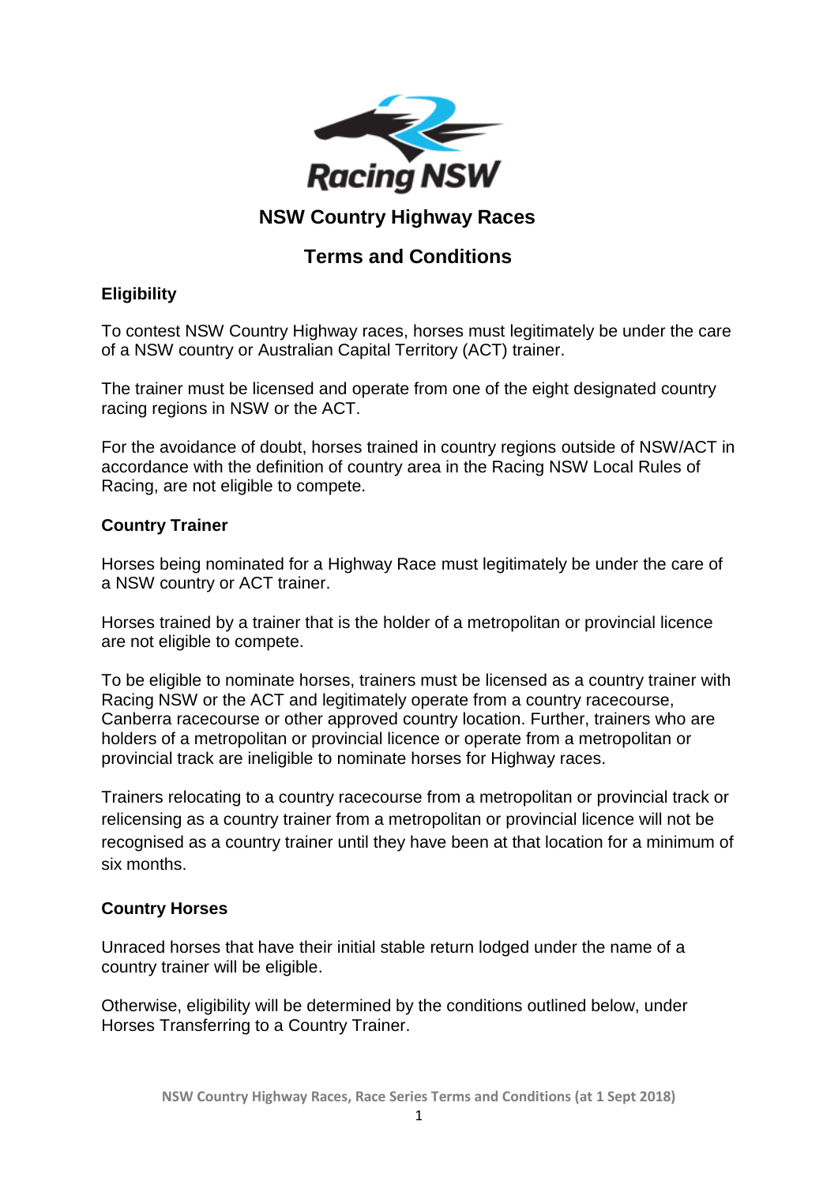# NSW Country Highway Races

## Terms and Conditions

### Eligibility

To contest NSW Country Highway races, horses must legitimately be under the care of a NSW country or Australian Capital Territory (ACT) trainer.

The trainer must be licensed and operate from one of the eight designated country racing regions in NSW or the ACT.

For the avoidance of doubt, horses trained in country regions outside of NSW/ACT in accordance with the definition of country area in the Racing NSW Local Rules of Racing, are not eligible to compete.

### Country Trainer

Horses being nominated for a Highway Race must legitimately be under the care of a NSW country or ACT trainer.

Horses trained by a trainer that is the holder of a metropolitan or provincial licence are not eligible to compete.

To be eligible to nominate horses, trainers must be licensed as a country trainer with Racing NSW or the ACT and legitimately operate from a country racecourse, Canberra racecourse or other approved country location. Further, trainers who are holders of a metropolitan or provincial licence or operate from a metropolitan or provincial track are ineligible to nominate horses for Highway races.

Trainers relocating to a country racecourse from a metropolitan or provincial track or relicensing as a country trainer from a metropolitan or provincial licence will not be recognised as a country trainer until they have been at that location for a minimum of six months.

### Country Horses

Unraced horses that have their initial stable return lodged under the name of a country trainer will be eligible.

Otherwise, eligibility will be determined by the conditions outlined below, under Horses Transferring to a Country Trainer.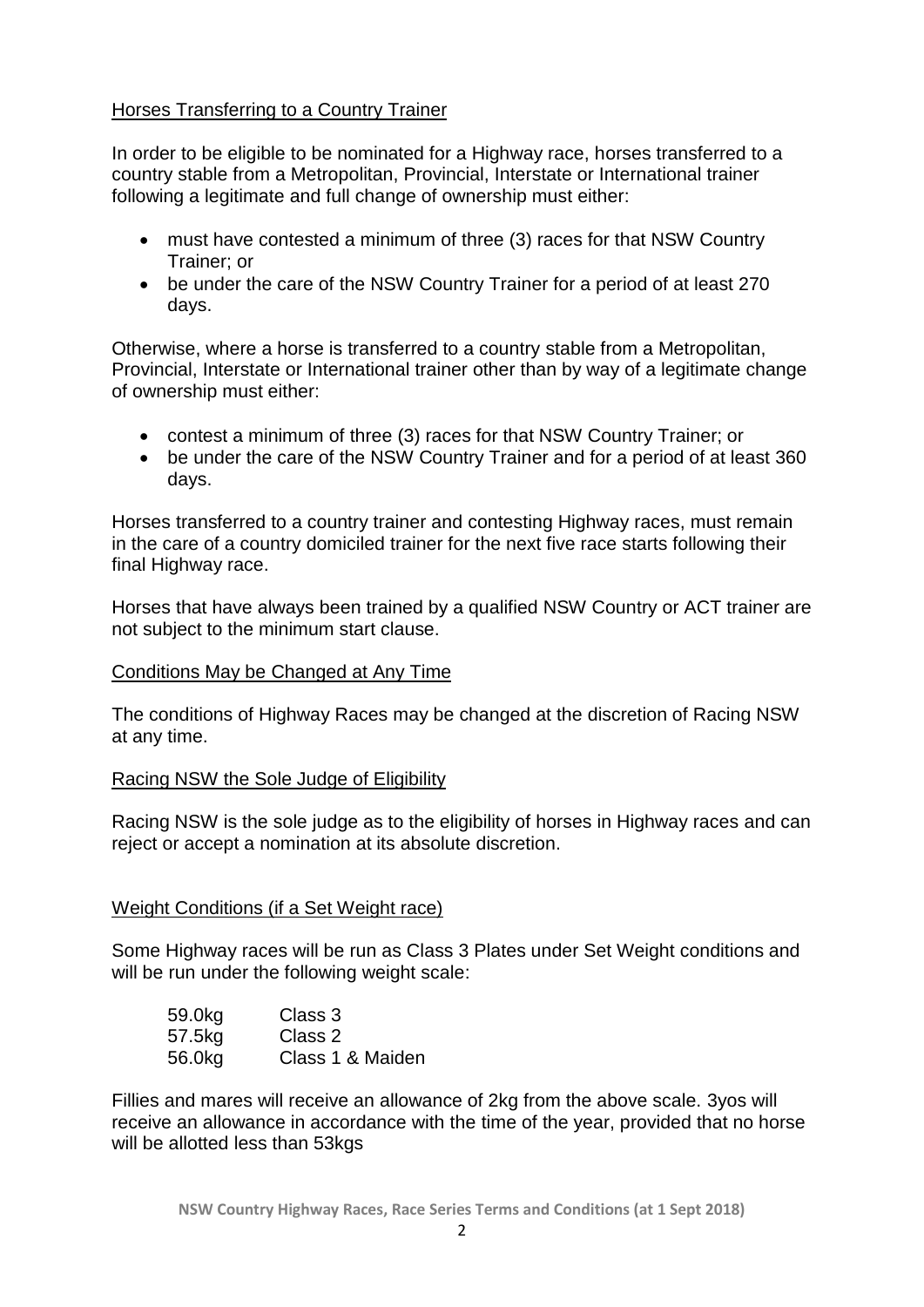## Horses Transferring to a Country Trainer

In order to be eligible to be nominated for a Highway race, horses transferred to a country stable from a Metropolitan, Provincial, Interstate or International trainer following a legitimate and full change of ownership must either:

- must have contested a minimum of three (3) races for that NSW Country Trainer; or
- be under the care of the NSW Country Trainer for a period of at least 270 days.

Otherwise, where a horse is transferred to a country stable from a Metropolitan, Provincial, Interstate or International trainer other than by way of a legitimate change of ownership must either:

- contest a minimum of three (3) races for that NSW Country Trainer; or
- be under the care of the NSW Country Trainer and for a period of at least 360 days.

Horses transferred to a country trainer and contesting Highway races, must remain in the care of a country domiciled trainer for the next five race starts following their final Highway race.

Horses that have always been trained by a qualified NSW Country or ACT trainer are not subject to the minimum start clause.

## Conditions May be Changed at Any Time

The conditions of Highway Races may be changed at the discretion of Racing NSW at any time.

## Racing NSW the Sole Judge of Eligibility

Racing NSW is the sole judge as to the eligibility of horses in Highway races and can reject or accept a nomination at its absolute discretion.

## Weight Conditions (if a Set Weight race)

Some Highway races will be run as Class 3 Plates under Set Weight conditions and will be run under the following weight scale:

| | |
|---|---|
| 59.0kg | Class 3 |
| 57.5kg | Class 2 |
| 56.0kg | Class 1 & Maiden |

Fillies and mares will receive an allowance of 2kg from the above scale. 3yos will receive an allowance in accordance with the time of the year, provided that no horse will be allotted less than 53kgs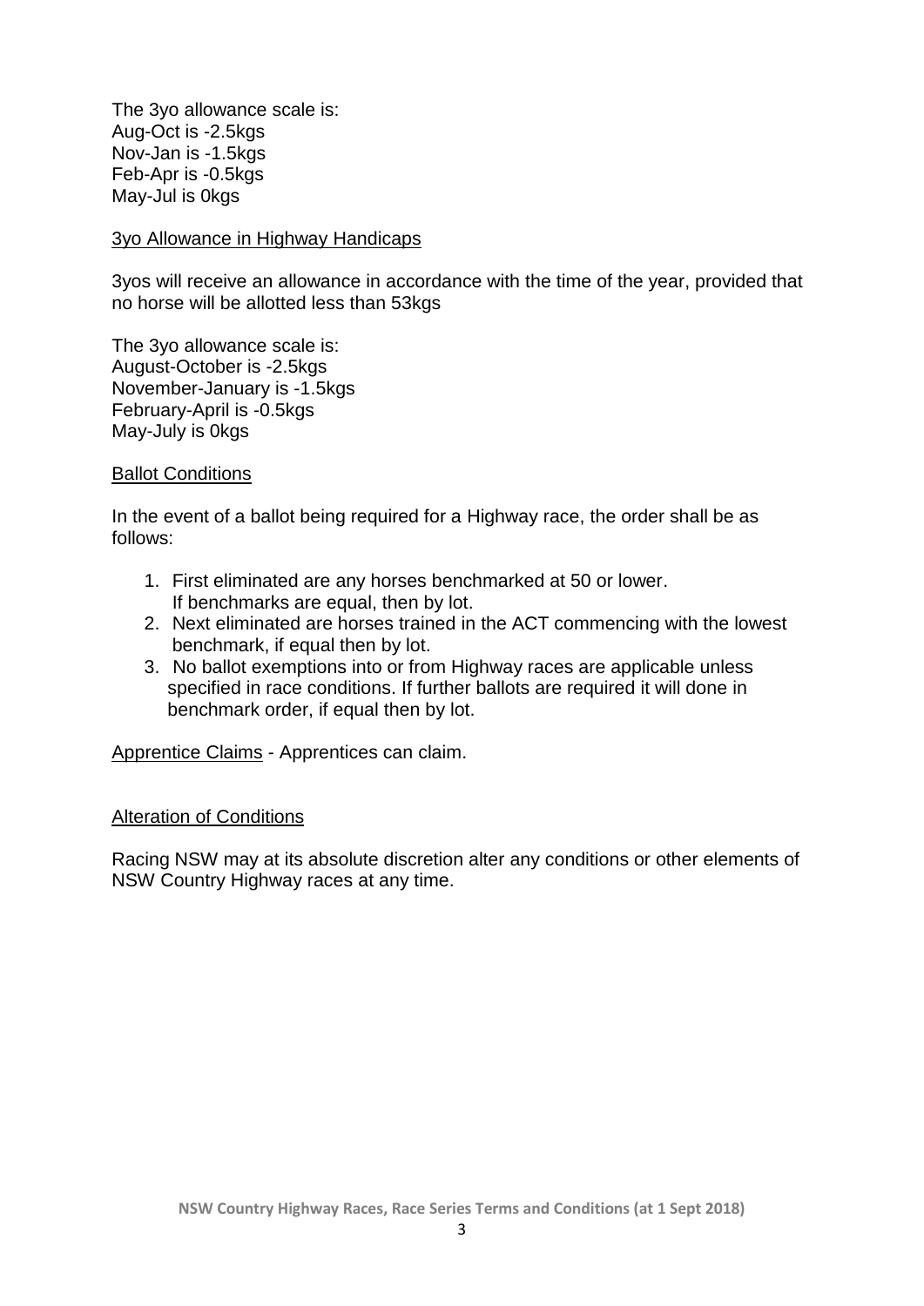The 3yo allowance scale is:
Aug-Oct is -2.5kgs
Nov-Jan is -1.5kgs
Feb-Apr is -0.5kgs
May-Jul is 0kgs

## 3yo Allowance in Highway Handicaps

3yos will receive an allowance in accordance with the time of the year, provided that no horse will be allotted less than 53kgs

The 3yo allowance scale is:
August-October is -2.5kgs
November-January is -1.5kgs
February-April is -0.5kgs
May-July is 0kgs

## Ballot Conditions

In the event of a ballot being required for a Highway race, the order shall be as follows:

1. First eliminated are any horses benchmarked at 50 or lower. If benchmarks are equal, then by lot.
2. Next eliminated are horses trained in the ACT commencing with the lowest benchmark, if equal then by lot.
3. No ballot exemptions into or from Highway races are applicable unless specified in race conditions. If further ballots are required it will done in benchmark order, if equal then by lot.

Apprentice Claims - Apprentices can claim.

## Alteration of Conditions

Racing NSW may at its absolute discretion alter any conditions or other elements of NSW Country Highway races at any time.